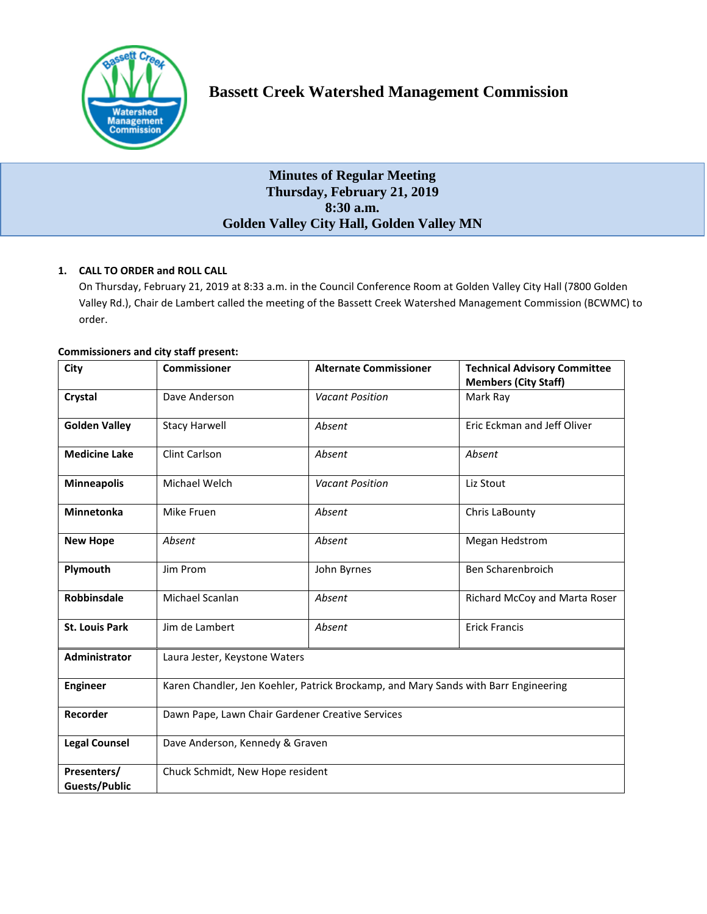# Bassett Creek Watershed Management Commission

## Minutes of Regular Meeting
## Thursday, February 21, 2019
## 8:30 a.m.
## Golden Valley City Hall, Golden Valley MN

### 1. CALL TO ORDER and ROLL CALL

On Thursday, February 21, 2019 at 8:33 a.m. in the Council Conference Room at Golden Valley City Hall (7800 Golden Valley Rd.), Chair de Lambert called the meeting of the Bassett Creek Watershed Management Commission (BCWMC) to order.

**Commissioners and city staff present:**

| City | Commissioner | Alternate Commissioner | Technical Advisory Committee Members (City Staff) |
|---|---|---|---|
| **Crystal** | Dave Anderson | *Vacant Position* | Mark Ray |
| **Golden Valley** | Stacy Harwell | *Absent* | Eric Eckman and Jeff Oliver |
| **Medicine Lake** | Clint Carlson | *Absent* | *Absent* |
| **Minneapolis** | Michael Welch | *Vacant Position* | Liz Stout |
| **Minnetonka** | Mike Fruen | *Absent* | Chris LaBounty |
| **New Hope** | *Absent* | *Absent* | Megan Hedstrom |
| **Plymouth** | Jim Prom | John Byrnes | Ben Scharenbroich |
| **Robbinsdale** | Michael Scanlan | *Absent* | Richard McCoy and Marta Roser |
| **St. Louis Park** | Jim de Lambert | *Absent* | Erick Francis |
| **Administrator** | Laura Jester, Keystone Waters | | |
| **Engineer** | Karen Chandler, Jen Koehler, Patrick Brockamp, and Mary Sands with Barr Engineering | | |
| **Recorder** | Dawn Pape, Lawn Chair Gardener Creative Services | | |
| **Legal Counsel** | Dave Anderson, Kennedy & Graven | | |
| **Presenters/ Guests/Public** | Chuck Schmidt, New Hope resident | | |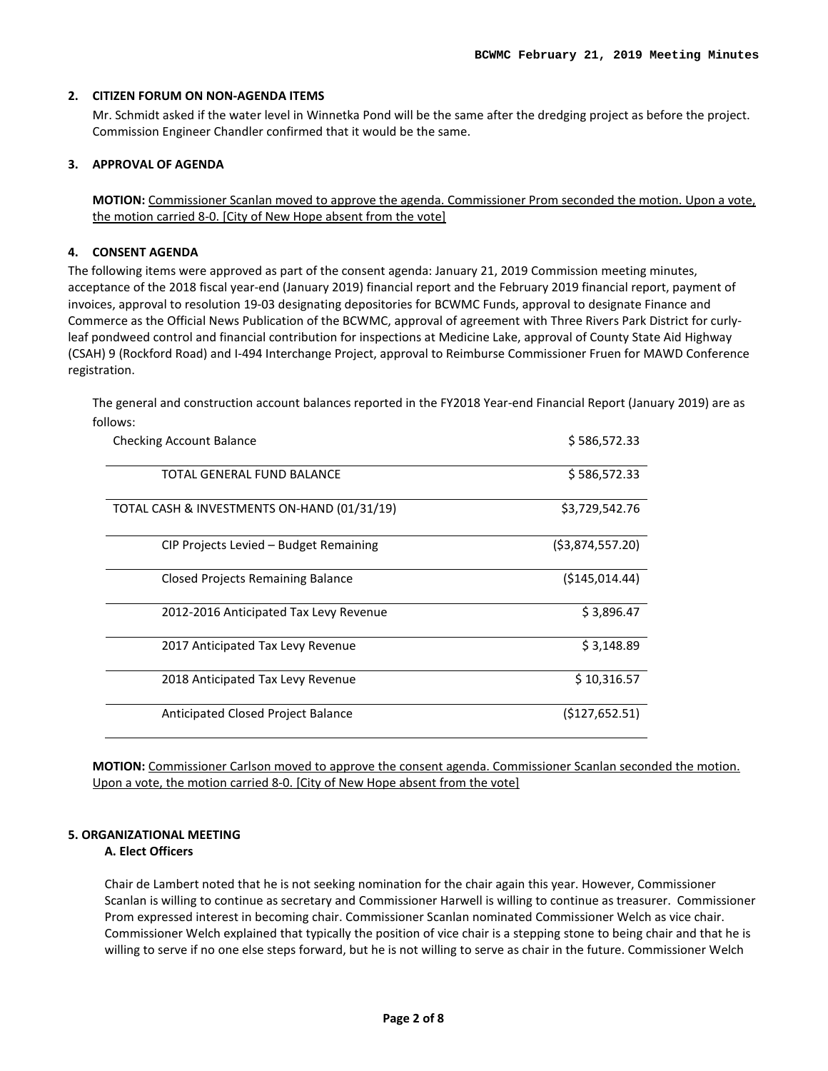## 2. CITIZEN FORUM ON NON-AGENDA ITEMS

Mr. Schmidt asked if the water level in Winnetka Pond will be the same after the dredging project as before the project. Commission Engineer Chandler confirmed that it would be the same.

## 3. APPROVAL OF AGENDA

**MOTION:** Commissioner Scanlan moved to approve the agenda. Commissioner Prom seconded the motion. Upon a vote, the motion carried 8-0. [City of New Hope absent from the vote]

## 4. CONSENT AGENDA

The following items were approved as part of the consent agenda: January 21, 2019 Commission meeting minutes, acceptance of the 2018 fiscal year-end (January 2019) financial report and the February 2019 financial report, payment of invoices, approval to resolution 19-03 designating depositories for BCWMC Funds, approval to designate Finance and Commerce as the Official News Publication of the BCWMC, approval of agreement with Three Rivers Park District for curly-leaf pondweed control and financial contribution for inspections at Medicine Lake, approval of County State Aid Highway (CSAH) 9 (Rockford Road) and I-494 Interchange Project, approval to Reimburse Commissioner Fruen for MAWD Conference registration.

The general and construction account balances reported in the FY2018 Year-end Financial Report (January 2019) are as follows:

| Item | Amount |
|---|---|
| Checking Account Balance | $ 586,572.33 |
| TOTAL GENERAL FUND BALANCE | $ 586,572.33 |
| TOTAL CASH & INVESTMENTS ON-HAND (01/31/19) | $3,729,542.76 |
| CIP Projects Levied – Budget Remaining | ($3,874,557.20) |
| Closed Projects Remaining Balance | ($145,014.44) |
| 2012-2016 Anticipated Tax Levy Revenue | $ 3,896.47 |
| 2017 Anticipated Tax Levy Revenue | $ 3,148.89 |
| 2018 Anticipated Tax Levy Revenue | $ 10,316.57 |
| Anticipated Closed Project Balance | ($127,652.51) |

**MOTION:** Commissioner Carlson moved to approve the consent agenda. Commissioner Scanlan seconded the motion. Upon a vote, the motion carried 8-0. [City of New Hope absent from the vote]

## 5. ORGANIZATIONAL MEETING

### A. Elect Officers

Chair de Lambert noted that he is not seeking nomination for the chair again this year. However, Commissioner Scanlan is willing to continue as secretary and Commissioner Harwell is willing to continue as treasurer. Commissioner Prom expressed interest in becoming chair. Commissioner Scanlan nominated Commissioner Welch as vice chair. Commissioner Welch explained that typically the position of vice chair is a stepping stone to being chair and that he is willing to serve if no one else steps forward, but he is not willing to serve as chair in the future. Commissioner Welch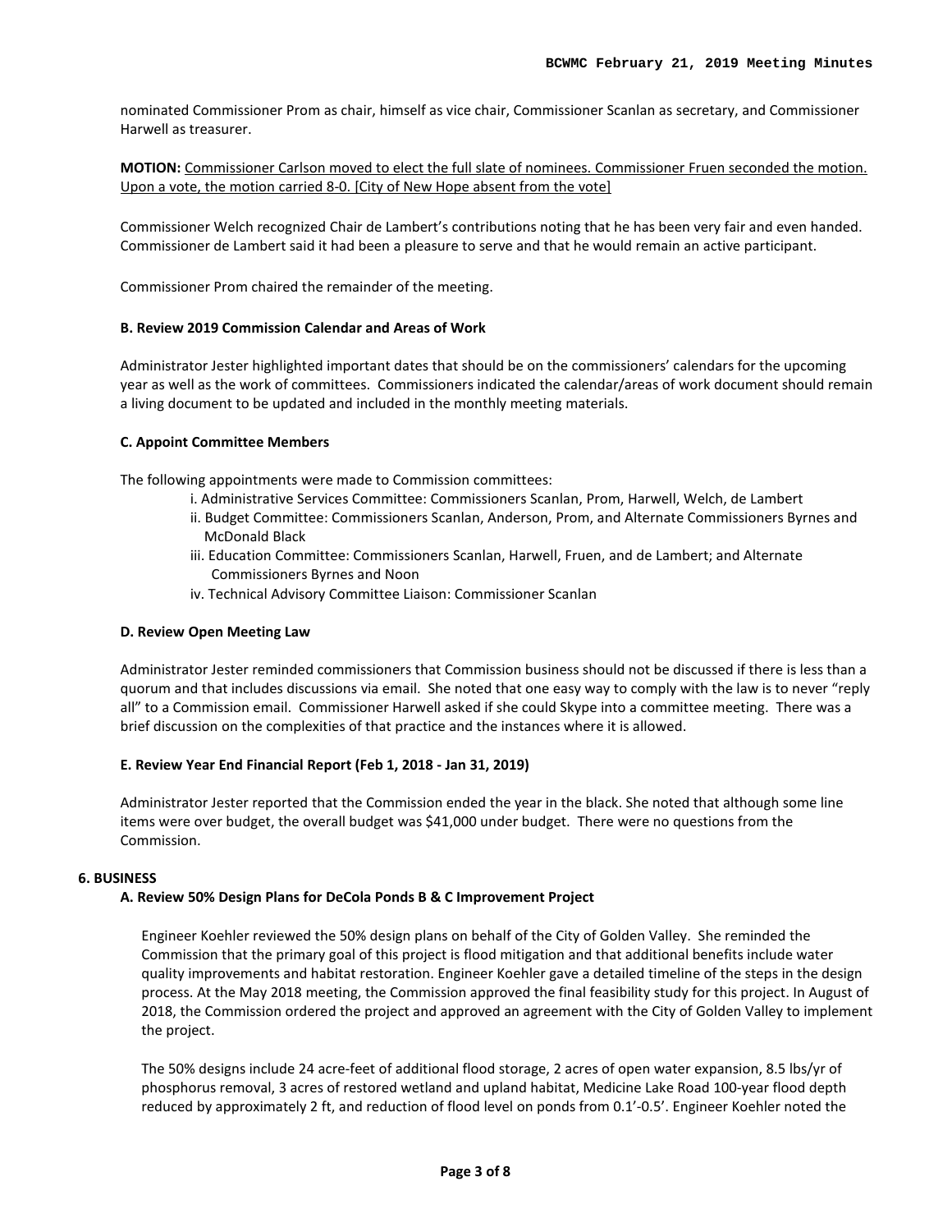nominated Commissioner Prom as chair, himself as vice chair, Commissioner Scanlan as secretary, and Commissioner Harwell as treasurer.

**MOTION:** Commissioner Carlson moved to elect the full slate of nominees. Commissioner Fruen seconded the motion. Upon a vote, the motion carried 8-0. [City of New Hope absent from the vote]

Commissioner Welch recognized Chair de Lambert's contributions noting that he has been very fair and even handed. Commissioner de Lambert said it had been a pleasure to serve and that he would remain an active participant.

Commissioner Prom chaired the remainder of the meeting.

**B. Review 2019 Commission Calendar and Areas of Work**

Administrator Jester highlighted important dates that should be on the commissioners' calendars for the upcoming year as well as the work of committees. Commissioners indicated the calendar/areas of work document should remain a living document to be updated and included in the monthly meeting materials.

**C. Appoint Committee Members**

The following appointments were made to Commission committees:

i. Administrative Services Committee: Commissioners Scanlan, Prom, Harwell, Welch, de Lambert
ii. Budget Committee: Commissioners Scanlan, Anderson, Prom, and Alternate Commissioners Byrnes and McDonald Black
iii. Education Committee: Commissioners Scanlan, Harwell, Fruen, and de Lambert; and Alternate Commissioners Byrnes and Noon
iv. Technical Advisory Committee Liaison: Commissioner Scanlan

**D. Review Open Meeting Law**

Administrator Jester reminded commissioners that Commission business should not be discussed if there is less than a quorum and that includes discussions via email. She noted that one easy way to comply with the law is to never "reply all" to a Commission email. Commissioner Harwell asked if she could Skype into a committee meeting. There was a brief discussion on the complexities of that practice and the instances where it is allowed.

**E. Review Year End Financial Report (Feb 1, 2018 - Jan 31, 2019)**

Administrator Jester reported that the Commission ended the year in the black. She noted that although some line items were over budget, the overall budget was $41,000 under budget. There were no questions from the Commission.

**6. BUSINESS**

**A. Review 50% Design Plans for DeCola Ponds B & C Improvement Project**

Engineer Koehler reviewed the 50% design plans on behalf of the City of Golden Valley. She reminded the Commission that the primary goal of this project is flood mitigation and that additional benefits include water quality improvements and habitat restoration. Engineer Koehler gave a detailed timeline of the steps in the design process. At the May 2018 meeting, the Commission approved the final feasibility study for this project. In August of 2018, the Commission ordered the project and approved an agreement with the City of Golden Valley to implement the project.

The 50% designs include 24 acre-feet of additional flood storage, 2 acres of open water expansion, 8.5 lbs/yr of phosphorus removal, 3 acres of restored wetland and upland habitat, Medicine Lake Road 100-year flood depth reduced by approximately 2 ft, and reduction of flood level on ponds from 0.1'-0.5'. Engineer Koehler noted the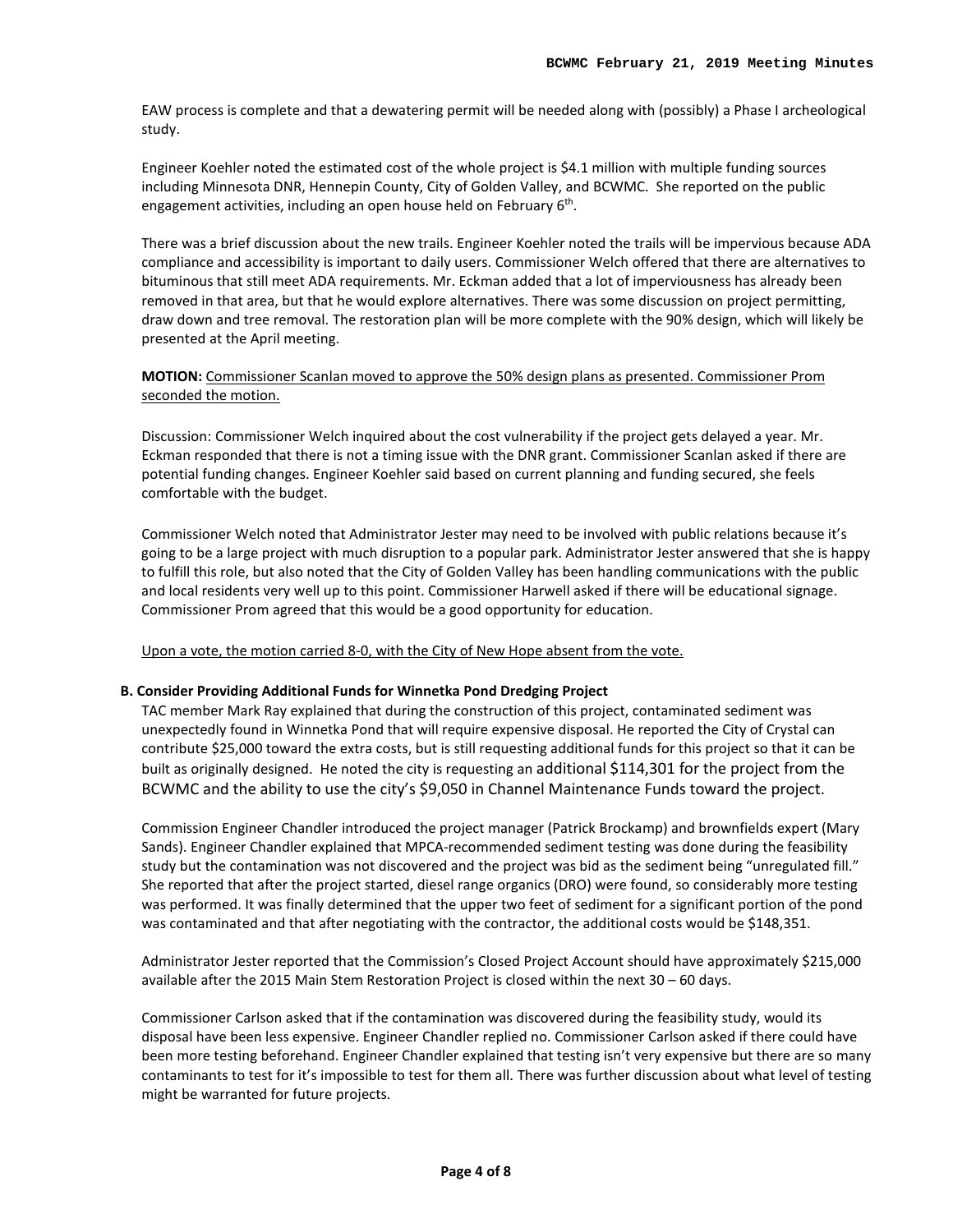EAW process is complete and that a dewatering permit will be needed along with (possibly) a Phase I archeological study.

Engineer Koehler noted the estimated cost of the whole project is $4.1 million with multiple funding sources including Minnesota DNR, Hennepin County, City of Golden Valley, and BCWMC. She reported on the public engagement activities, including an open house held on February 6th.

There was a brief discussion about the new trails. Engineer Koehler noted the trails will be impervious because ADA compliance and accessibility is important to daily users. Commissioner Welch offered that there are alternatives to bituminous that still meet ADA requirements. Mr. Eckman added that a lot of imperviousness has already been removed in that area, but that he would explore alternatives. There was some discussion on project permitting, draw down and tree removal. The restoration plan will be more complete with the 90% design, which will likely be presented at the April meeting.

**MOTION:** Commissioner Scanlan moved to approve the 50% design plans as presented. Commissioner Prom seconded the motion.

Discussion: Commissioner Welch inquired about the cost vulnerability if the project gets delayed a year. Mr. Eckman responded that there is not a timing issue with the DNR grant. Commissioner Scanlan asked if there are potential funding changes. Engineer Koehler said based on current planning and funding secured, she feels comfortable with the budget.

Commissioner Welch noted that Administrator Jester may need to be involved with public relations because it's going to be a large project with much disruption to a popular park. Administrator Jester answered that she is happy to fulfill this role, but also noted that the City of Golden Valley has been handling communications with the public and local residents very well up to this point. Commissioner Harwell asked if there will be educational signage. Commissioner Prom agreed that this would be a good opportunity for education.

Upon a vote, the motion carried 8-0, with the City of New Hope absent from the vote.

**B. Consider Providing Additional Funds for Winnetka Pond Dredging Project**

TAC member Mark Ray explained that during the construction of this project, contaminated sediment was unexpectedly found in Winnetka Pond that will require expensive disposal. He reported the City of Crystal can contribute $25,000 toward the extra costs, but is still requesting additional funds for this project so that it can be built as originally designed. He noted the city is requesting an additional $114,301 for the project from the BCWMC and the ability to use the city's $9,050 in Channel Maintenance Funds toward the project.

Commission Engineer Chandler introduced the project manager (Patrick Brockamp) and brownfields expert (Mary Sands). Engineer Chandler explained that MPCA-recommended sediment testing was done during the feasibility study but the contamination was not discovered and the project was bid as the sediment being "unregulated fill." She reported that after the project started, diesel range organics (DRO) were found, so considerably more testing was performed. It was finally determined that the upper two feet of sediment for a significant portion of the pond was contaminated and that after negotiating with the contractor, the additional costs would be $148,351.

Administrator Jester reported that the Commission's Closed Project Account should have approximately $215,000 available after the 2015 Main Stem Restoration Project is closed within the next 30 – 60 days.

Commissioner Carlson asked that if the contamination was discovered during the feasibility study, would its disposal have been less expensive. Engineer Chandler replied no. Commissioner Carlson asked if there could have been more testing beforehand. Engineer Chandler explained that testing isn't very expensive but there are so many contaminants to test for it's impossible to test for them all. There was further discussion about what level of testing might be warranted for future projects.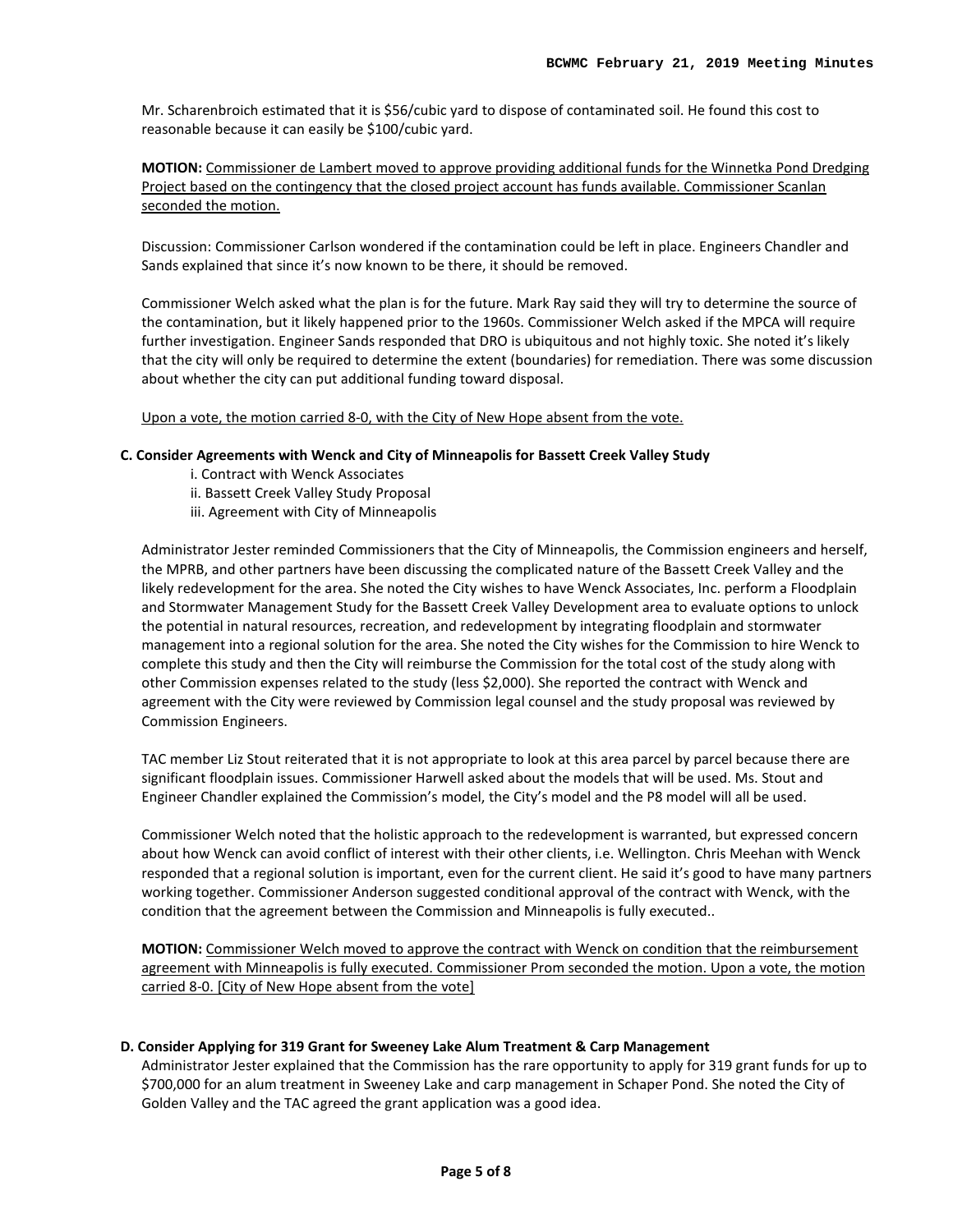Mr. Scharenbroich estimated that it is $56/cubic yard to dispose of contaminated soil. He found this cost to reasonable because it can easily be $100/cubic yard.

**MOTION:** Commissioner de Lambert moved to approve providing additional funds for the Winnetka Pond Dredging Project based on the contingency that the closed project account has funds available. Commissioner Scanlan seconded the motion.

Discussion: Commissioner Carlson wondered if the contamination could be left in place. Engineers Chandler and Sands explained that since it's now known to be there, it should be removed.

Commissioner Welch asked what the plan is for the future. Mark Ray said they will try to determine the source of the contamination, but it likely happened prior to the 1960s. Commissioner Welch asked if the MPCA will require further investigation. Engineer Sands responded that DRO is ubiquitous and not highly toxic. She noted it's likely that the city will only be required to determine the extent (boundaries) for remediation. There was some discussion about whether the city can put additional funding toward disposal.

Upon a vote, the motion carried 8-0, with the City of New Hope absent from the vote.

**C. Consider Agreements with Wenck and City of Minneapolis for Bassett Creek Valley Study**

i. Contract with Wenck Associates
ii. Bassett Creek Valley Study Proposal
iii. Agreement with City of Minneapolis

Administrator Jester reminded Commissioners that the City of Minneapolis, the Commission engineers and herself, the MPRB, and other partners have been discussing the complicated nature of the Bassett Creek Valley and the likely redevelopment for the area. She noted the City wishes to have Wenck Associates, Inc. perform a Floodplain and Stormwater Management Study for the Bassett Creek Valley Development area to evaluate options to unlock the potential in natural resources, recreation, and redevelopment by integrating floodplain and stormwater management into a regional solution for the area. She noted the City wishes for the Commission to hire Wenck to complete this study and then the City will reimburse the Commission for the total cost of the study along with other Commission expenses related to the study (less $2,000). She reported the contract with Wenck and agreement with the City were reviewed by Commission legal counsel and the study proposal was reviewed by Commission Engineers.

TAC member Liz Stout reiterated that it is not appropriate to look at this area parcel by parcel because there are significant floodplain issues. Commissioner Harwell asked about the models that will be used. Ms. Stout and Engineer Chandler explained the Commission's model, the City's model and the P8 model will all be used.

Commissioner Welch noted that the holistic approach to the redevelopment is warranted, but expressed concern about how Wenck can avoid conflict of interest with their other clients, i.e. Wellington. Chris Meehan with Wenck responded that a regional solution is important, even for the current client. He said it's good to have many partners working together. Commissioner Anderson suggested conditional approval of the contract with Wenck, with the condition that the agreement between the Commission and Minneapolis is fully executed..

**MOTION:** Commissioner Welch moved to approve the contract with Wenck on condition that the reimbursement agreement with Minneapolis is fully executed. Commissioner Prom seconded the motion. Upon a vote, the motion carried 8-0. [City of New Hope absent from the vote]

**D. Consider Applying for 319 Grant for Sweeney Lake Alum Treatment & Carp Management**

Administrator Jester explained that the Commission has the rare opportunity to apply for 319 grant funds for up to $700,000 for an alum treatment in Sweeney Lake and carp management in Schaper Pond. She noted the City of Golden Valley and the TAC agreed the grant application was a good idea.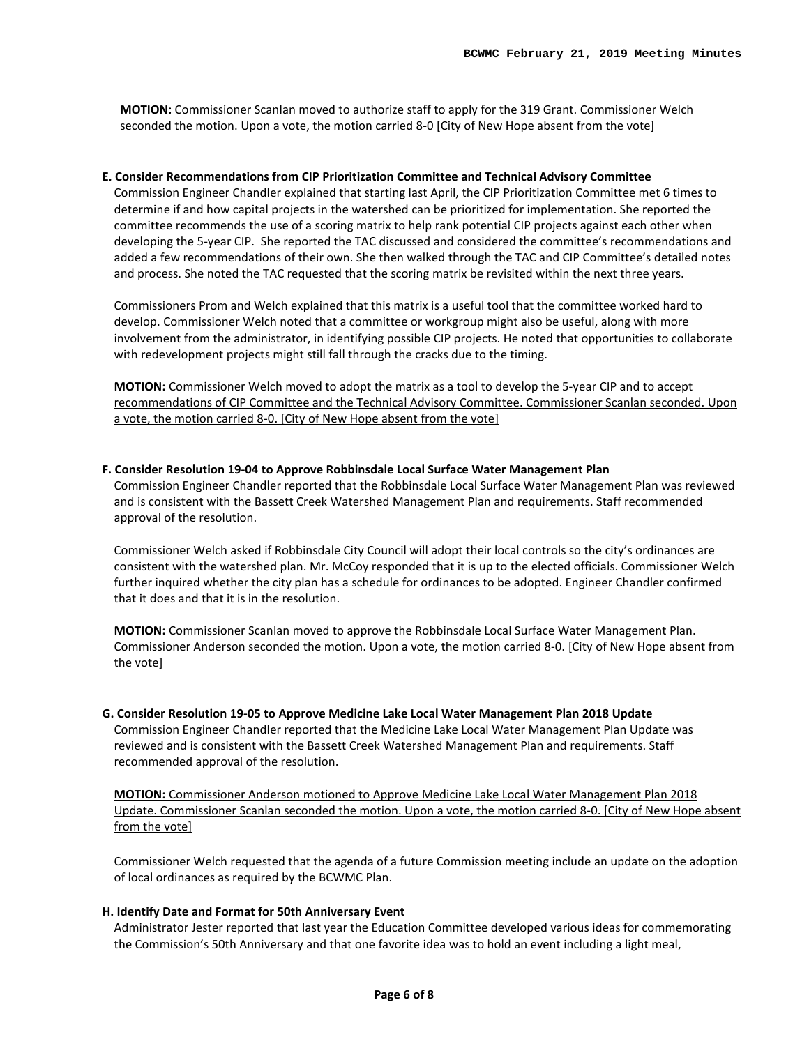**MOTION:** Commissioner Scanlan moved to authorize staff to apply for the 319 Grant. Commissioner Welch seconded the motion. Upon a vote, the motion carried 8-0 [City of New Hope absent from the vote]

**E. Consider Recommendations from CIP Prioritization Committee and Technical Advisory Committee**

Commission Engineer Chandler explained that starting last April, the CIP Prioritization Committee met 6 times to determine if and how capital projects in the watershed can be prioritized for implementation. She reported the committee recommends the use of a scoring matrix to help rank potential CIP projects against each other when developing the 5-year CIP. She reported the TAC discussed and considered the committee's recommendations and added a few recommendations of their own. She then walked through the TAC and CIP Committee's detailed notes and process. She noted the TAC requested that the scoring matrix be revisited within the next three years.

Commissioners Prom and Welch explained that this matrix is a useful tool that the committee worked hard to develop. Commissioner Welch noted that a committee or workgroup might also be useful, along with more involvement from the administrator, in identifying possible CIP projects. He noted that opportunities to collaborate with redevelopment projects might still fall through the cracks due to the timing.

**MOTION:** Commissioner Welch moved to adopt the matrix as a tool to develop the 5-year CIP and to accept recommendations of CIP Committee and the Technical Advisory Committee. Commissioner Scanlan seconded. Upon a vote, the motion carried 8-0. [City of New Hope absent from the vote]

**F. Consider Resolution 19-04 to Approve Robbinsdale Local Surface Water Management Plan**

Commission Engineer Chandler reported that the Robbinsdale Local Surface Water Management Plan was reviewed and is consistent with the Bassett Creek Watershed Management Plan and requirements. Staff recommended approval of the resolution.

Commissioner Welch asked if Robbinsdale City Council will adopt their local controls so the city's ordinances are consistent with the watershed plan. Mr. McCoy responded that it is up to the elected officials. Commissioner Welch further inquired whether the city plan has a schedule for ordinances to be adopted. Engineer Chandler confirmed that it does and that it is in the resolution.

**MOTION:** Commissioner Scanlan moved to approve the Robbinsdale Local Surface Water Management Plan. Commissioner Anderson seconded the motion. Upon a vote, the motion carried 8-0. [City of New Hope absent from the vote]

**G. Consider Resolution 19-05 to Approve Medicine Lake Local Water Management Plan 2018 Update**

Commission Engineer Chandler reported that the Medicine Lake Local Water Management Plan Update was reviewed and is consistent with the Bassett Creek Watershed Management Plan and requirements. Staff recommended approval of the resolution.

**MOTION:** Commissioner Anderson motioned to Approve Medicine Lake Local Water Management Plan 2018 Update. Commissioner Scanlan seconded the motion. Upon a vote, the motion carried 8-0. [City of New Hope absent from the vote]

Commissioner Welch requested that the agenda of a future Commission meeting include an update on the adoption of local ordinances as required by the BCWMC Plan.

**H. Identify Date and Format for 50th Anniversary Event**

Administrator Jester reported that last year the Education Committee developed various ideas for commemorating the Commission's 50th Anniversary and that one favorite idea was to hold an event including a light meal,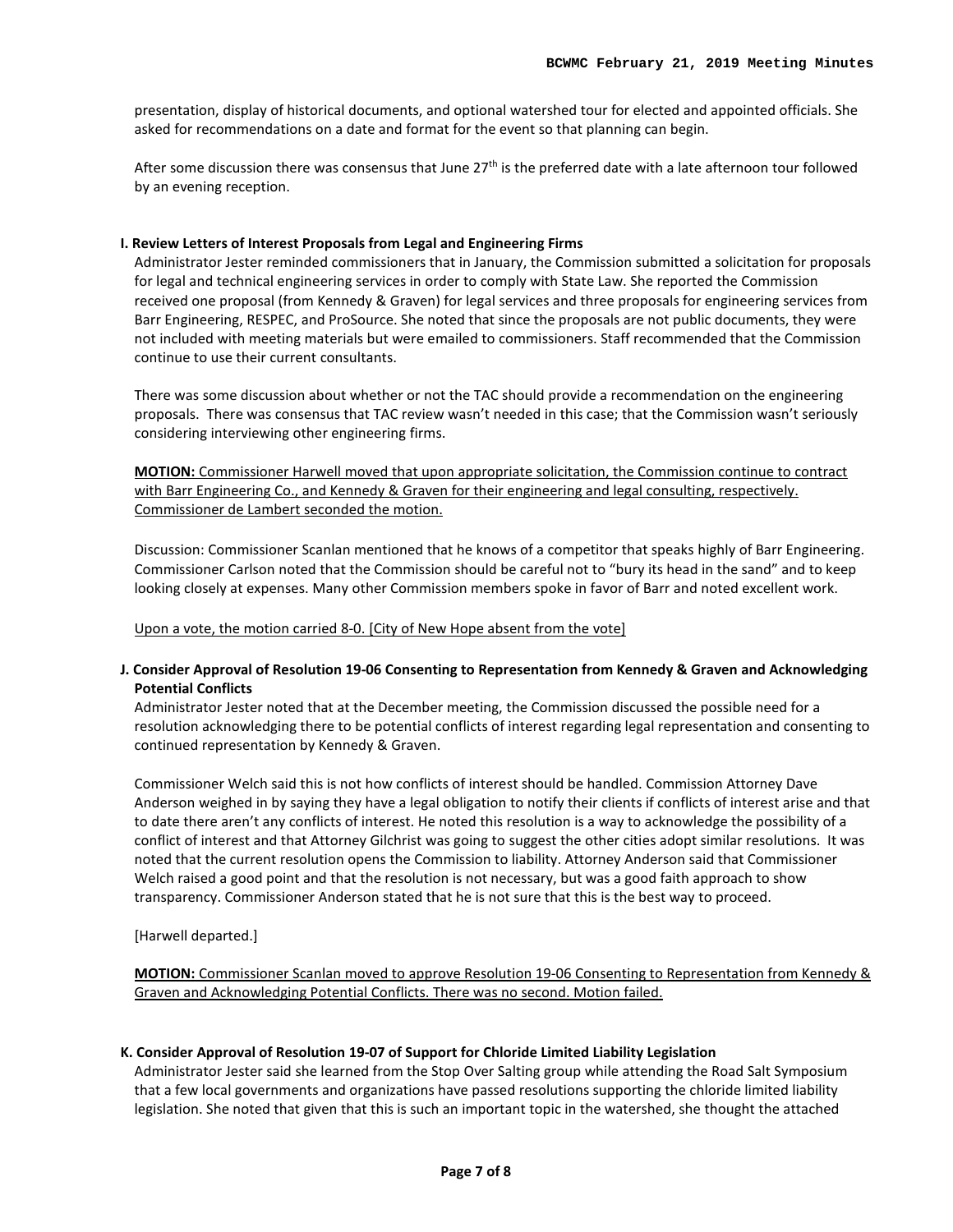presentation, display of historical documents, and optional watershed tour for elected and appointed officials. She asked for recommendations on a date and format for the event so that planning can begin.

After some discussion there was consensus that June 27th is the preferred date with a late afternoon tour followed by an evening reception.

**I. Review Letters of Interest Proposals from Legal and Engineering Firms**

Administrator Jester reminded commissioners that in January, the Commission submitted a solicitation for proposals for legal and technical engineering services in order to comply with State Law. She reported the Commission received one proposal (from Kennedy & Graven) for legal services and three proposals for engineering services from Barr Engineering, RESPEC, and ProSource. She noted that since the proposals are not public documents, they were not included with meeting materials but were emailed to commissioners. Staff recommended that the Commission continue to use their current consultants.

There was some discussion about whether or not the TAC should provide a recommendation on the engineering proposals. There was consensus that TAC review wasn't needed in this case; that the Commission wasn't seriously considering interviewing other engineering firms.

**MOTION:** Commissioner Harwell moved that upon appropriate solicitation, the Commission continue to contract with Barr Engineering Co., and Kennedy & Graven for their engineering and legal consulting, respectively. Commissioner de Lambert seconded the motion.

Discussion: Commissioner Scanlan mentioned that he knows of a competitor that speaks highly of Barr Engineering. Commissioner Carlson noted that the Commission should be careful not to "bury its head in the sand" and to keep looking closely at expenses. Many other Commission members spoke in favor of Barr and noted excellent work.

Upon a vote, the motion carried 8-0. [City of New Hope absent from the vote]

**J. Consider Approval of Resolution 19-06 Consenting to Representation from Kennedy & Graven and Acknowledging Potential Conflicts**

Administrator Jester noted that at the December meeting, the Commission discussed the possible need for a resolution acknowledging there to be potential conflicts of interest regarding legal representation and consenting to continued representation by Kennedy & Graven.

Commissioner Welch said this is not how conflicts of interest should be handled. Commission Attorney Dave Anderson weighed in by saying they have a legal obligation to notify their clients if conflicts of interest arise and that to date there aren't any conflicts of interest. He noted this resolution is a way to acknowledge the possibility of a conflict of interest and that Attorney Gilchrist was going to suggest the other cities adopt similar resolutions. It was noted that the current resolution opens the Commission to liability. Attorney Anderson said that Commissioner Welch raised a good point and that the resolution is not necessary, but was a good faith approach to show transparency. Commissioner Anderson stated that he is not sure that this is the best way to proceed.

[Harwell departed.]

**MOTION:** Commissioner Scanlan moved to approve Resolution 19-06 Consenting to Representation from Kennedy & Graven and Acknowledging Potential Conflicts. There was no second. Motion failed.

**K. Consider Approval of Resolution 19-07 of Support for Chloride Limited Liability Legislation**

Administrator Jester said she learned from the Stop Over Salting group while attending the Road Salt Symposium that a few local governments and organizations have passed resolutions supporting the chloride limited liability legislation. She noted that given that this is such an important topic in the watershed, she thought the attached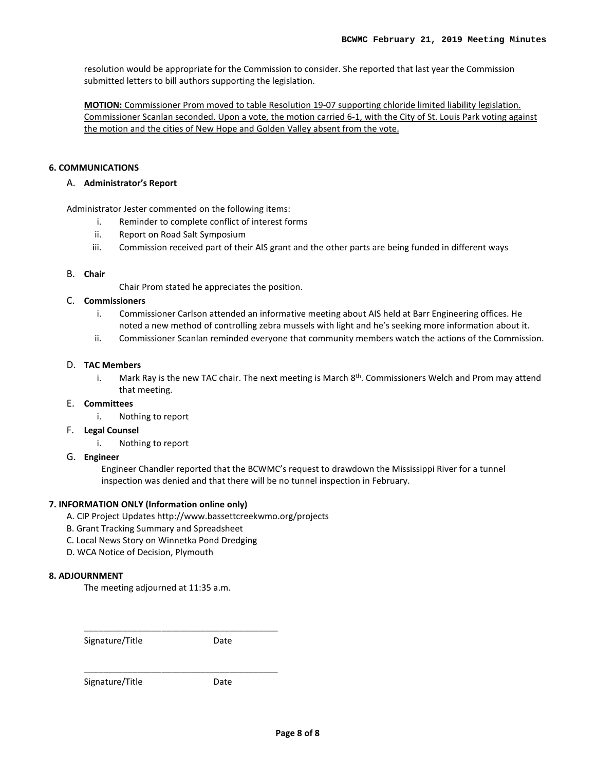resolution would be appropriate for the Commission to consider. She reported that last year the Commission submitted letters to bill authors supporting the legislation.

**MOTION:** Commissioner Prom moved to table Resolution 19-07 supporting chloride limited liability legislation. Commissioner Scanlan seconded. Upon a vote, the motion carried 6-1, with the City of St. Louis Park voting against the motion and the cities of New Hope and Golden Valley absent from the vote.

## 6. COMMUNICATIONS

### A. Administrator's Report

Administrator Jester commented on the following items:

i. Reminder to complete conflict of interest forms
ii. Report on Road Salt Symposium
iii. Commission received part of their AIS grant and the other parts are being funded in different ways

### B. Chair

Chair Prom stated he appreciates the position.

### C. Commissioners

i. Commissioner Carlson attended an informative meeting about AIS held at Barr Engineering offices. He noted a new method of controlling zebra mussels with light and he's seeking more information about it.
ii. Commissioner Scanlan reminded everyone that community members watch the actions of the Commission.

### D. TAC Members

i. Mark Ray is the new TAC chair. The next meeting is March 8th. Commissioners Welch and Prom may attend that meeting.

### E. Committees

i. Nothing to report

### F. Legal Counsel

i. Nothing to report

### G. Engineer

Engineer Chandler reported that the BCWMC's request to drawdown the Mississippi River for a tunnel inspection was denied and that there will be no tunnel inspection in February.

## 7. INFORMATION ONLY (Information online only)

A. CIP Project Updates http://www.bassettcreekwmo.org/projects
B. Grant Tracking Summary and Spreadsheet
C. Local News Story on Winnetka Pond Dredging
D. WCA Notice of Decision, Plymouth

## 8. ADJOURNMENT

The meeting adjourned at 11:35 a.m.

\_\_\_\_\_\_\_\_\_\_\_\_\_\_\_\_\_\_\_\_\_\_\_\_\_\_\_\_\_\_\_\_\_\_\_\_\_\_\_\_

Signature/Title Date

\_\_\_\_\_\_\_\_\_\_\_\_\_\_\_\_\_\_\_\_\_\_\_\_\_\_\_\_\_\_\_\_\_\_\_\_\_\_\_\_

Signature/Title Date